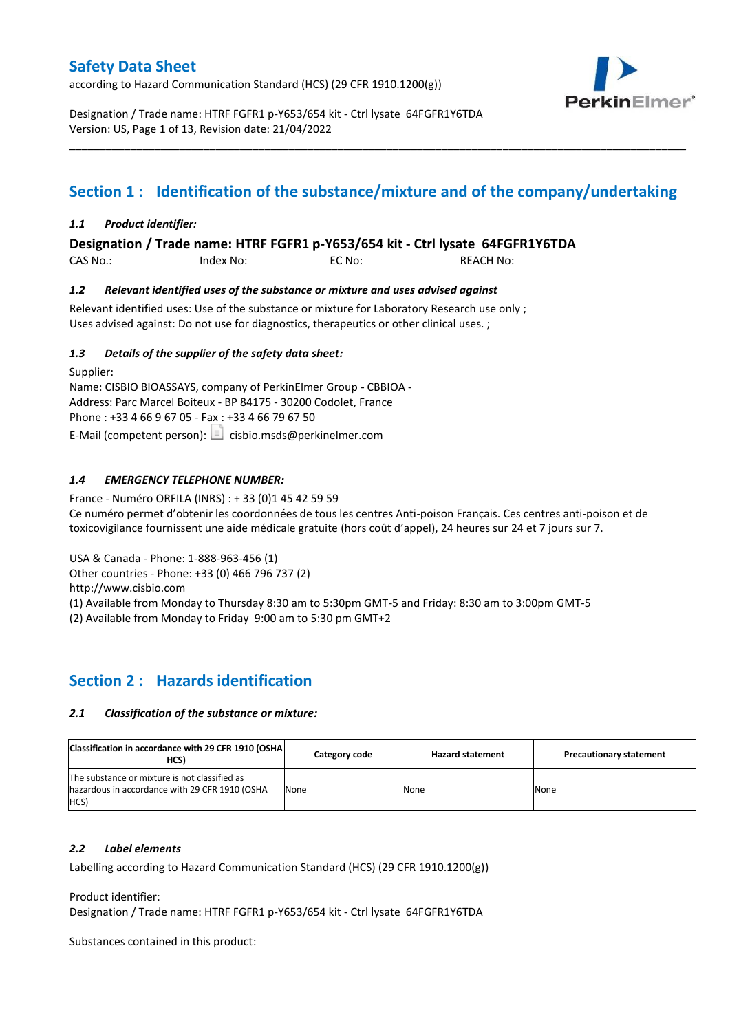# Safety Data Sheet

according to Hazard Communication Standard (HCS) (29 CFR 1910.1200(g))

Designation / Trade name: HTRF FGFR1 p-Y653/654 kit - Ctrl lysate 64FGFR1Y6TDA
Version: US, Page 1 of 13, Revision date: 21/04/2022

## Section 1 : Identification of the substance/mixture and of the company/undertaking

### *1.1 Product identifier:*

**Designation / Trade name: HTRF FGFR1 p-Y653/654 kit - Ctrl lysate 64FGFR1Y6TDA**

CAS No.: Index No: EC No: REACH No:

### *1.2 Relevant identified uses of the substance or mixture and uses advised against*

Relevant identified uses: Use of the substance or mixture for Laboratory Research use only ;
Uses advised against: Do not use for diagnostics, therapeutics or other clinical uses. ;

### *1.3 Details of the supplier of the safety data sheet:*

Supplier:
Name: CISBIO BIOASSAYS, company of PerkinElmer Group - CBBIOA -
Address: Parc Marcel Boiteux - BP 84175 - 30200 Codolet, France
Phone : +33 4 66 9 67 05 - Fax : +33 4 66 79 67 50
E-Mail (competent person): cisbio.msds@perkinelmer.com

### *1.4 EMERGENCY TELEPHONE NUMBER:*

France - Numéro ORFILA (INRS) : + 33 (0)1 45 42 59 59
Ce numéro permet d'obtenir les coordonnées de tous les centres Anti-poison Français. Ces centres anti-poison et de toxicovigilance fournissent une aide médicale gratuite (hors coût d'appel), 24 heures sur 24 et 7 jours sur 7.

USA & Canada - Phone: 1-888-963-456 (1)
Other countries - Phone: +33 (0) 466 796 737 (2)
http://www.cisbio.com
(1) Available from Monday to Thursday 8:30 am to 5:30pm GMT-5 and Friday: 8:30 am to 3:00pm GMT-5
(2) Available from Monday to Friday 9:00 am to 5:30 pm GMT+2

## Section 2 : Hazards identification

### *2.1 Classification of the substance or mixture:*

| Classification in accordance with 29 CFR 1910 (OSHA HCS) | Category code | Hazard statement | Precautionary statement |
|---|---|---|---|
| The substance or mixture is not classified as hazardous in accordance with 29 CFR 1910 (OSHA HCS) | None | None | None |

### *2.2 Label elements*

Labelling according to Hazard Communication Standard (HCS) (29 CFR 1910.1200(g))

Product identifier:
Designation / Trade name: HTRF FGFR1 p-Y653/654 kit - Ctrl lysate 64FGFR1Y6TDA

Substances contained in this product: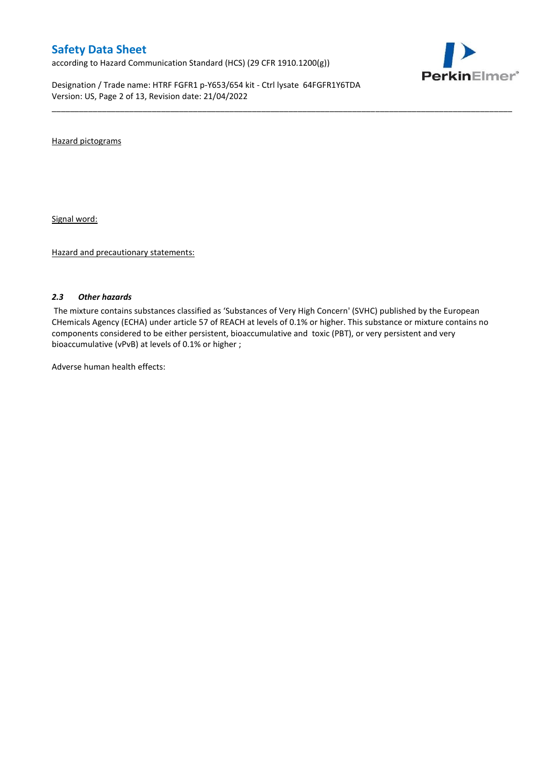Hazard pictograms

Signal word:

Hazard and precautionary statements:

### *2.3 Other hazards*

The mixture contains substances classified as 'Substances of Very High Concern' (SVHC) published by the European CHemicals Agency (ECHA) under article 57 of REACH at levels of 0.1% or higher. This substance or mixture contains no components considered to be either persistent, bioaccumulative and toxic (PBT), or very persistent and very bioaccumulative (vPvB) at levels of 0.1% or higher ;

Adverse human health effects: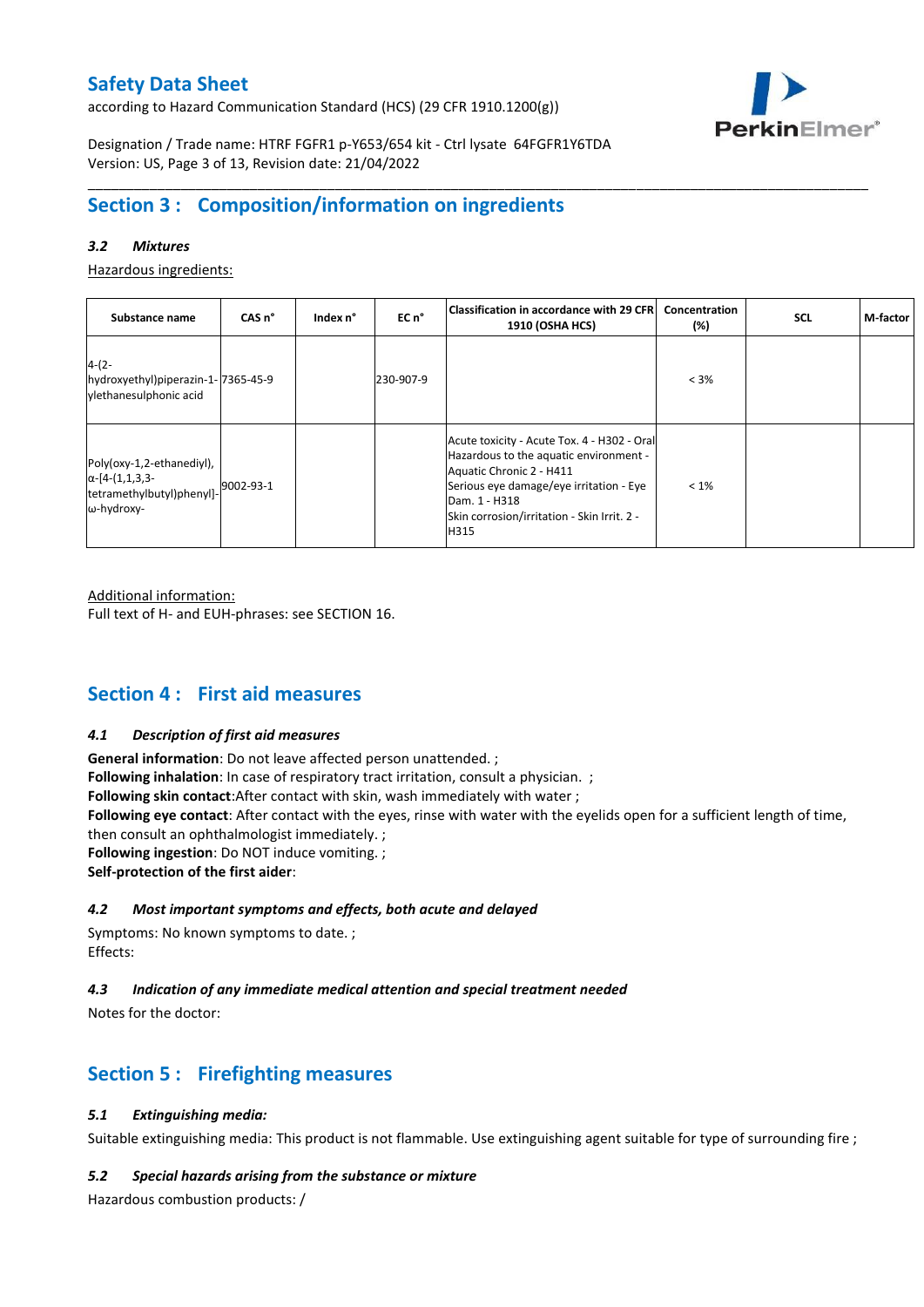## Section 3 : Composition/information on ingredients

### 3.2 Mixtures

Hazardous ingredients:

| Substance name | CAS n° | Index n° | EC n° | Classification in accordance with 29 CFR 1910 (OSHA HCS) | Concentration (%) | SCL | M-factor |
|---|---|---|---|---|---|---|---|
| 4-(2-hydroxyethyl)piperazin-1-ylethanesulphonic acid | 7365-45-9 | | 230-907-9 | | < 3% | | |
| Poly(oxy-1,2-ethanediyl), α-[4-(1,1,3,3-tetramethylbutyl)phenyl]-ω-hydroxy- | 9002-93-1 | | | Acute toxicity - Acute Tox. 4 - H302 - Oral<br>Hazardous to the aquatic environment - Aquatic Chronic 2 - H411<br>Serious eye damage/eye irritation - Eye Dam. 1 - H318<br>Skin corrosion/irritation - Skin Irrit. 2 - H315 | < 1% | | |

Additional information:
Full text of H- and EUH-phrases: see SECTION 16.

## Section 4 : First aid measures

### 4.1 Description of first aid measures

**General information**: Do not leave affected person unattended. ;
**Following inhalation**: In case of respiratory tract irritation, consult a physician. ;
**Following skin contact**:After contact with skin, wash immediately with water ;
**Following eye contact**: After contact with the eyes, rinse with water with the eyelids open for a sufficient length of time, then consult an ophthalmologist immediately. ;
**Following ingestion**: Do NOT induce vomiting. ;
**Self-protection of the first aider**:

### 4.2 Most important symptoms and effects, both acute and delayed

Symptoms: No known symptoms to date. ;
Effects:

### 4.3 Indication of any immediate medical attention and special treatment needed

Notes for the doctor:

## Section 5 : Firefighting measures

### 5.1 Extinguishing media:

Suitable extinguishing media: This product is not flammable. Use extinguishing agent suitable for type of surrounding fire ;

### 5.2 Special hazards arising from the substance or mixture

Hazardous combustion products: /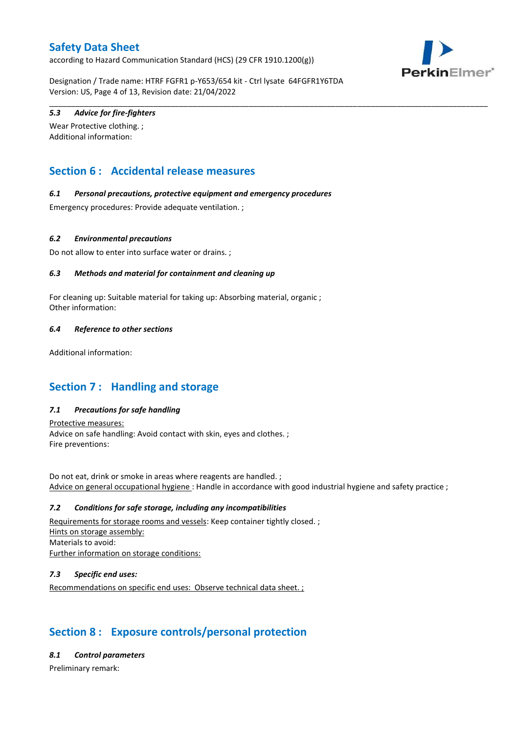### 5.3 Advice for fire-fighters

Wear Protective clothing. ;
Additional information:

## Section 6 : Accidental release measures

### 6.1 Personal precautions, protective equipment and emergency procedures

Emergency procedures: Provide adequate ventilation. ;

### 6.2 Environmental precautions

Do not allow to enter into surface water or drains. ;

### 6.3 Methods and material for containment and cleaning up

For cleaning up: Suitable material for taking up: Absorbing material, organic ;
Other information:

### 6.4 Reference to other sections

Additional information:

## Section 7 : Handling and storage

### 7.1 Precautions for safe handling

Protective measures:
Advice on safe handling: Avoid contact with skin, eyes and clothes. ;
Fire preventions:

Do not eat, drink or smoke in areas where reagents are handled. ;
Advice on general occupational hygiene : Handle in accordance with good industrial hygiene and safety practice ;

### 7.2 Conditions for safe storage, including any incompatibilities

Requirements for storage rooms and vessels: Keep container tightly closed. ;
Hints on storage assembly:
Materials to avoid:
Further information on storage conditions:

### 7.3 Specific end uses:

Recommendations on specific end uses: Observe technical data sheet. ;

## Section 8 : Exposure controls/personal protection

### 8.1 Control parameters

Preliminary remark: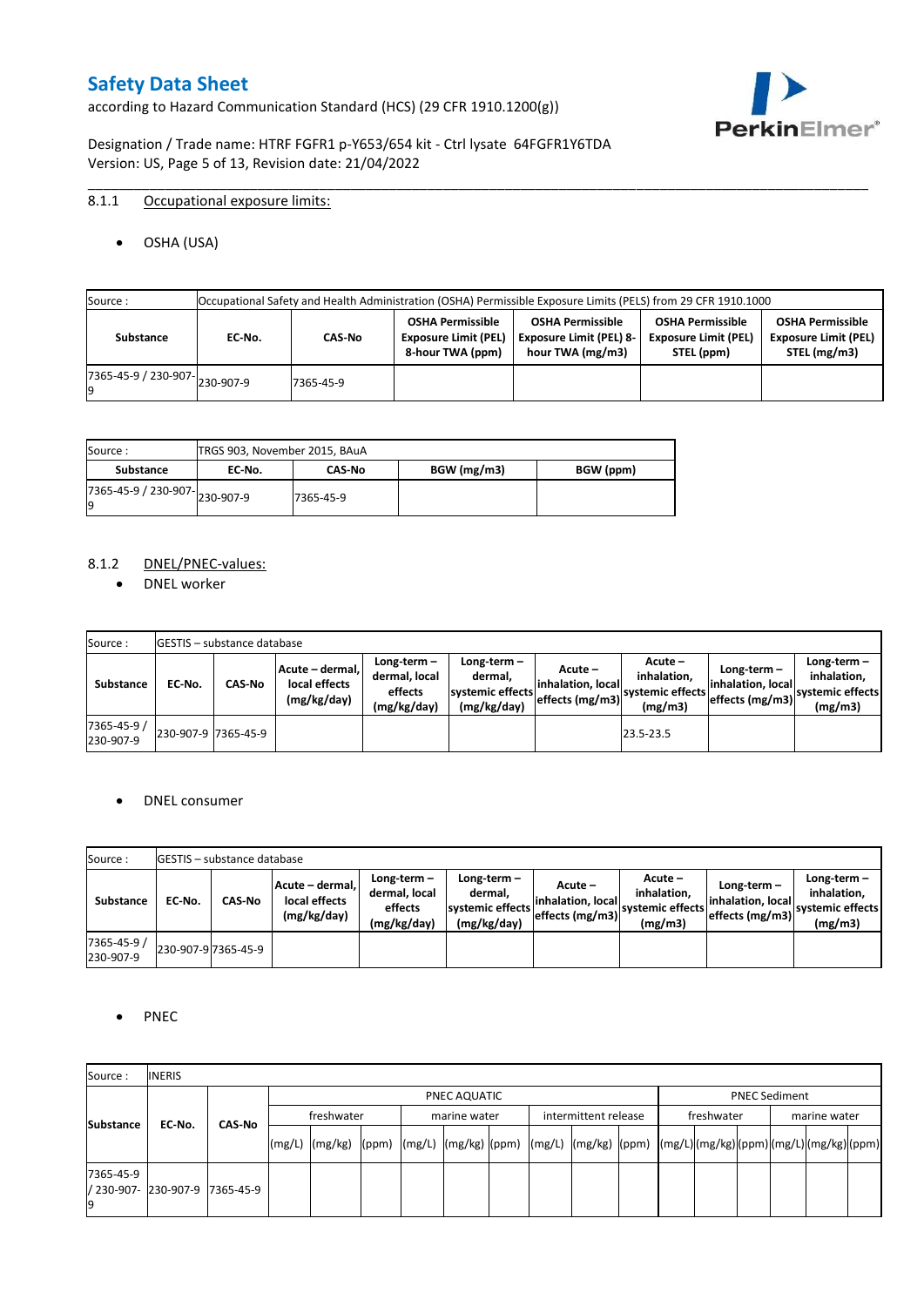8.1.1 Occupational exposure limits:

- OSHA (USA)

| Source : | Occupational Safety and Health Administration (OSHA) Permissible Exposure Limits (PELS) from 29 CFR 1910.1000 | | | | | |
|---|---|---|---|---|---|---|
| **Substance** | **EC-No.** | **CAS-No** | **OSHA Permissible Exposure Limit (PEL) 8-hour TWA (ppm)** | **OSHA Permissible Exposure Limit (PEL) 8-hour TWA (mg/m3)** | **OSHA Permissible Exposure Limit (PEL) STEL (ppm)** | **OSHA Permissible Exposure Limit (PEL) STEL (mg/m3)** |
| 7365-45-9 / 230-907-9 | 230-907-9 | 7365-45-9 | | | | |

| Source : | TRGS 903, November 2015, BAuA | | | |
|---|---|---|---|---|
| **Substance** | **EC-No.** | **CAS-No** | **BGW (mg/m3)** | **BGW (ppm)** |
| 7365-45-9 / 230-907-9 | 230-907-9 | 7365-45-9 | | |

8.1.2 DNEL/PNEC-values:

- DNEL worker

| Source : | GESTIS – substance database | | | | | | | | | |
|---|---|---|---|---|---|---|---|---|---|---|
| **Substance** | **EC-No.** | **CAS-No** | **Acute – dermal, local effects (mg/kg/day)** | **Long-term – dermal, local effects (mg/kg/day)** | **Long-term – dermal, systemic effects (mg/kg/day)** | **Acute – inhalation, local effects (mg/m3)** | **Acute – inhalation, systemic effects (mg/m3)** | **Long-term – inhalation, local effects (mg/m3)** | **Long-term – inhalation, systemic effects (mg/m3)** |
| 7365-45-9 / 230-907-9 | 230-907-9 | 7365-45-9 | | | | | 23.5-23.5 | | |

- DNEL consumer

| Source : | GESTIS – substance database | | | | | | | | | |
|---|---|---|---|---|---|---|---|---|---|---|
| **Substance** | **EC-No.** | **CAS-No** | **Acute – dermal, local effects (mg/kg/day)** | **Long-term – dermal, local effects (mg/kg/day)** | **Long-term – dermal, systemic effects (mg/kg/day)** | **Acute – inhalation, local effects (mg/m3)** | **Acute – inhalation, systemic effects (mg/m3)** | **Long-term – inhalation, local effects (mg/m3)** | **Long-term – inhalation, systemic effects (mg/m3)** |
| 7365-45-9 / 230-907-9 | 230-907-9 | 7365-45-9 | | | | | | | |

- PNEC

| Source : | INERIS | | | | | | | | | | | | | | | | | |
|---|---|---|---|---|---|---|---|---|---|---|---|---|---|---|---|---|---|---|
| **Substance** | **EC-No.** | **CAS-No** | PNEC AQUATIC | | | | | | | | | PNEC Sediment | | | | | |
| | | | freshwater | | | marine water | | | intermittent release | | | freshwater | | | marine water | | |
| | | | (mg/L) | (mg/kg) | (ppm) | (mg/L) | (mg/kg) | (ppm) | (mg/L) | (mg/kg) | (ppm) | (mg/L) | (mg/kg) | (ppm) | (mg/L) | (mg/kg) | (ppm) |
| 7365-45-9 / 230-907-9 | 230-907-9 | 7365-45-9 | | | | | | | | | | | | | | | |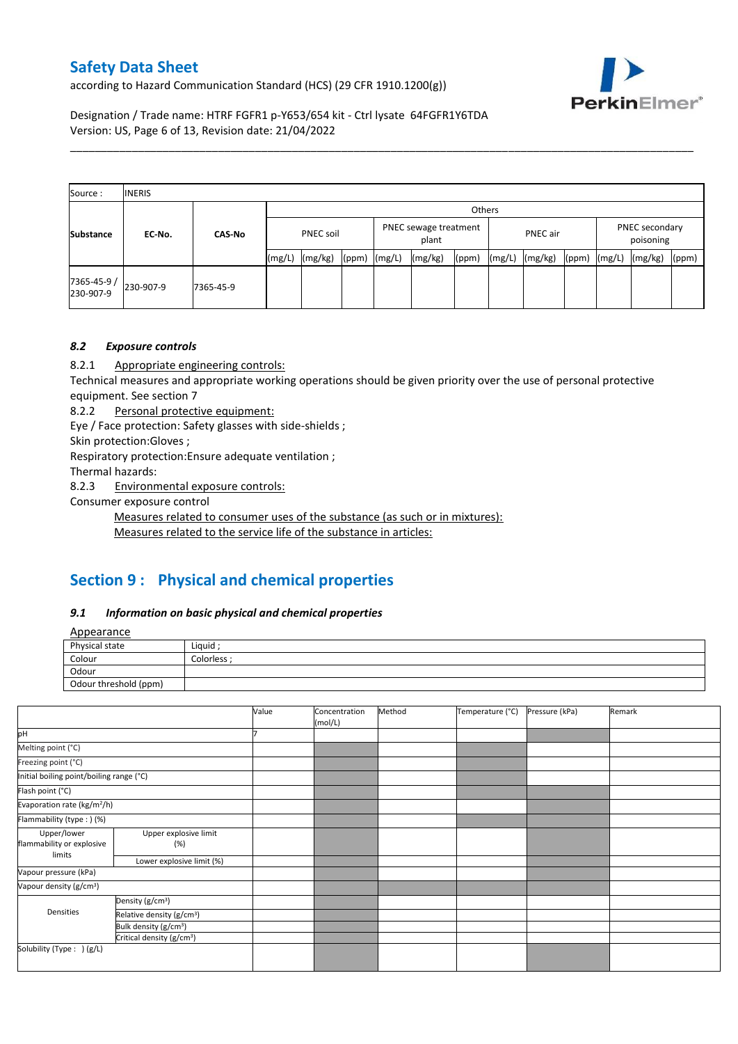| Source : | INERIS | | | | | | | | | | | | | | |
|---|---|---|---|---|---|---|---|---|---|---|---|---|---|---|---|
| | | | Others | | | | | | | | | | | | |
| Substance | EC-No. | CAS-No | PNEC soil | | | PNEC sewage treatment plant | | | PNEC air | | | PNEC secondary poisoning | | |
| | | | (mg/L) | (mg/kg) | (ppm) | (mg/L) | (mg/kg) | (ppm) | (mg/L) | (mg/kg) | (ppm) | (mg/L) | (mg/kg) | (ppm) |
| 7365-45-9 / 230-907-9 | 230-907-9 | 7365-45-9 | | | | | | | | | | | | |

### *8.2 Exposure controls*

8.2.1 Appropriate engineering controls:

Technical measures and appropriate working operations should be given priority over the use of personal protective equipment. See section 7

8.2.2 Personal protective equipment:

Eye / Face protection: Safety glasses with side-shields ;

Skin protection:Gloves ;

Respiratory protection:Ensure adequate ventilation ;

Thermal hazards:

8.2.3 Environmental exposure controls:

Consumer exposure control

Measures related to consumer uses of the substance (as such or in mixtures):

Measures related to the service life of the substance in articles:

## Section 9 : Physical and chemical properties

### *9.1 Information on basic physical and chemical properties*

Appearance

| Physical state | Liquid ; |
|---|---|
| Colour | Colorless ; |
| Odour | |
| Odour threshold (ppm) | |

| | | Value | Concentration (mol/L) | Method | Temperature (°C) | Pressure (kPa) | Remark |
|---|---|---|---|---|---|---|---|
| pH | | 7 | | | | | |
| Melting point (°C) | | | | | | | |
| Freezing point (°C) | | | | | | | |
| Initial boiling point/boiling range (°C) | | | | | | | |
| Flash point (°C) | | | | | | | |
| Evaporation rate (kg/m²/h) | | | | | | | |
| Flammability (type : ) (%) | | | | | | | |
| Upper/lower flammability or explosive limits | Upper explosive limit (%) | | | | | | |
| | Lower explosive limit (%) | | | | | | |
| Vapour pressure (kPa) | | | | | | | |
| Vapour density (g/cm³) | | | | | | | |
| Densities | Density (g/cm³) | | | | | | |
| | Relative density (g/cm³) | | | | | | |
| | Bulk density (g/cm³) | | | | | | |
| | Critical density (g/cm³) | | | | | | |
| Solubility (Type : ) (g/L) | | | | | | | |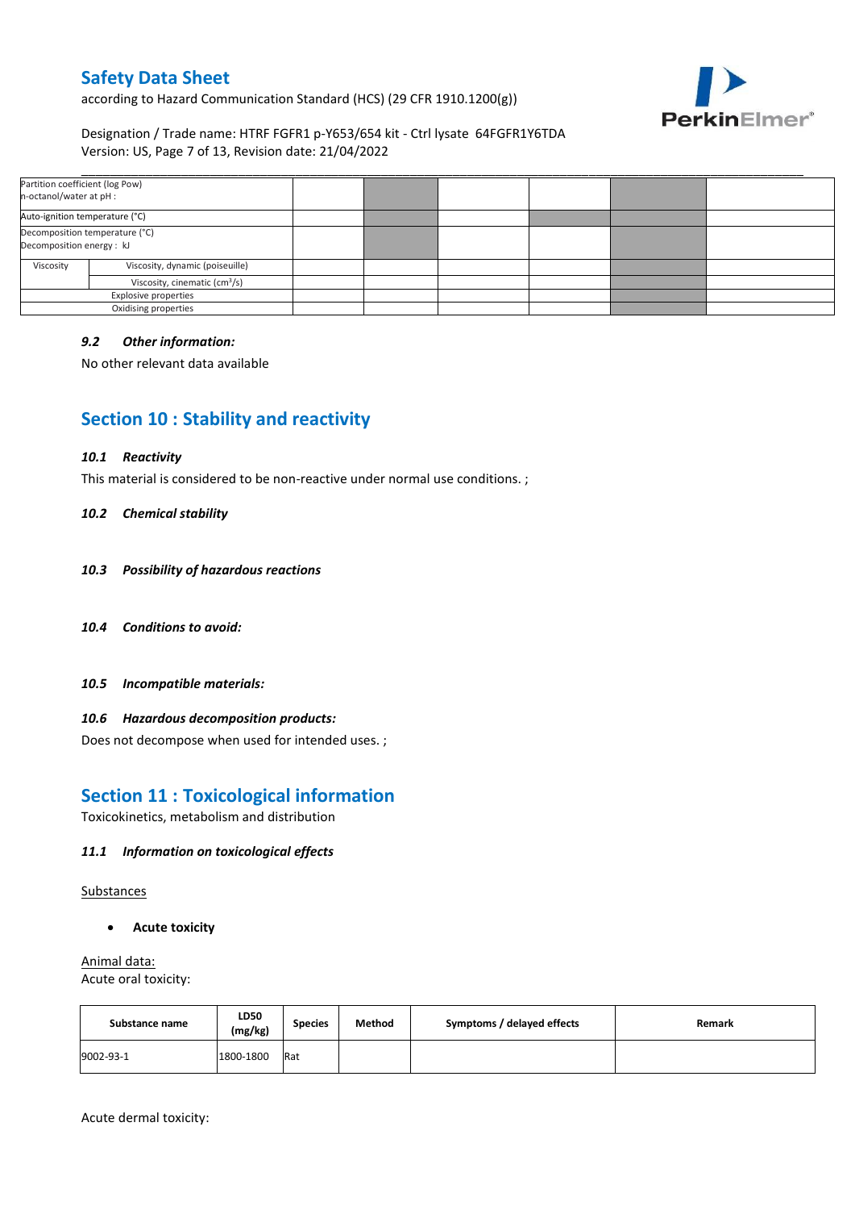| Partition coefficient (log Pow) n-octanol/water at pH : | | | | | | | |
|---|---|---|---|---|---|---|---|
| Auto-ignition temperature (°C) | | | | | | | |
| Decomposition temperature (°C) Decomposition energy : kJ | | | | | | | |
| Viscosity | Viscosity, dynamic (poiseuille) | | | | | | |
| | Viscosity, cinematic (cm³/s) | | | | | | |
| Explosive properties | | | | | | | |
| Oxidising properties | | | | | | | |

### *9.2 Other information:*

No other relevant data available

## Section 10 : Stability and reactivity

### *10.1 Reactivity*

This material is considered to be non-reactive under normal use conditions. ;

### *10.2 Chemical stability*

### *10.3 Possibility of hazardous reactions*

### *10.4 Conditions to avoid:*

### *10.5 Incompatible materials:*

### *10.6 Hazardous decomposition products:*

Does not decompose when used for intended uses. ;

## Section 11 : Toxicological information

Toxicokinetics, metabolism and distribution

### *11.1 Information on toxicological effects*

Substances

- **Acute toxicity**

Animal data:

Acute oral toxicity:

| Substance name | LD50 (mg/kg) | Species | Method | Symptoms / delayed effects | Remark |
|---|---|---|---|---|---|
| 9002-93-1 | 1800-1800 | Rat | | | |

Acute dermal toxicity: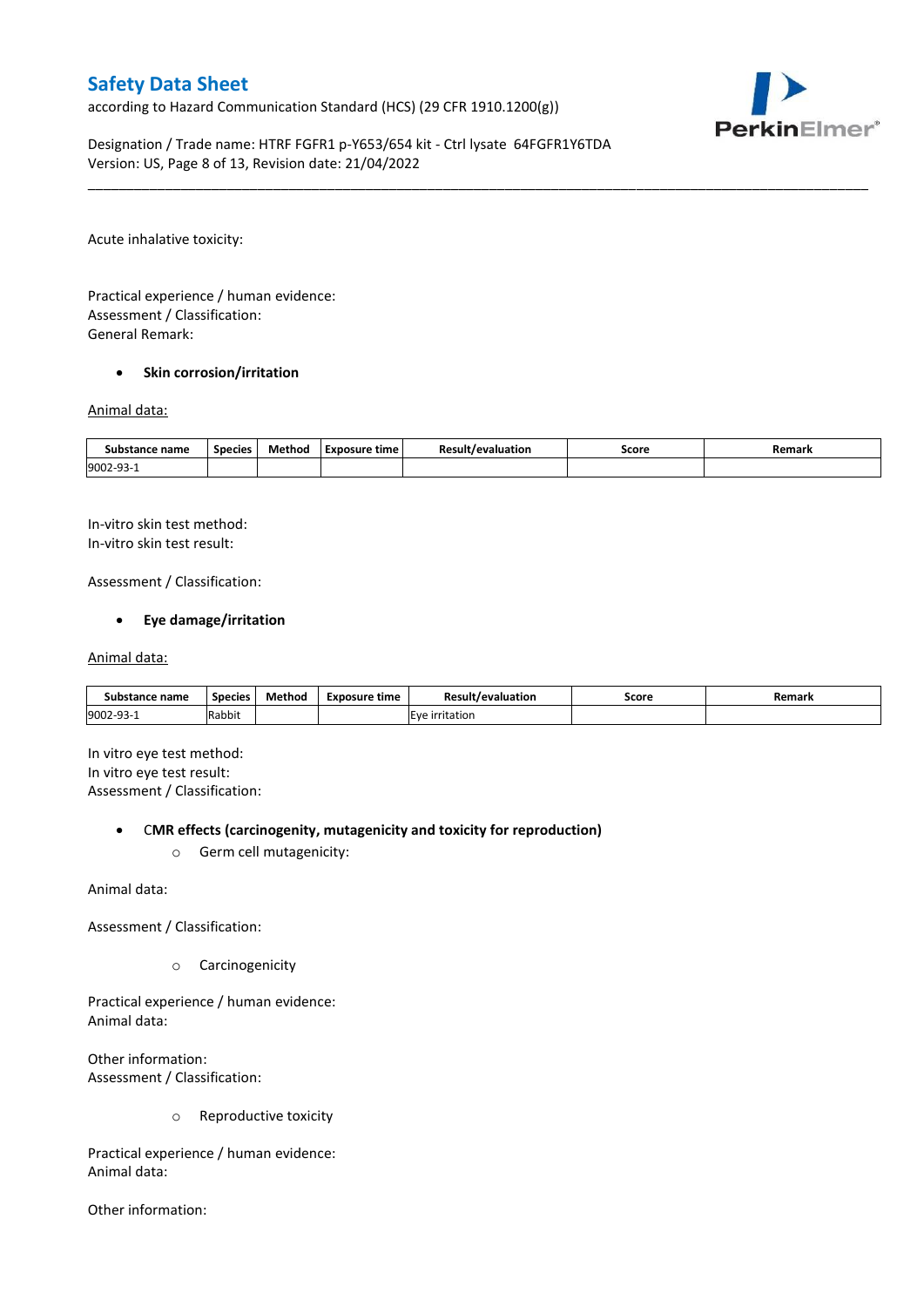Acute inhalative toxicity:

Practical experience / human evidence:
Assessment / Classification:
General Remark:

- **Skin corrosion/irritation**

Animal data:

| Substance name | Species | Method | Exposure time | Result/evaluation | Score | Remark |
| --- | --- | --- | --- | --- | --- | --- |
| 9002-93-1 | | | | | | |

In-vitro skin test method:
In-vitro skin test result:

Assessment / Classification:

- **Eye damage/irritation**

Animal data:

| Substance name | Species | Method | Exposure time | Result/evaluation | Score | Remark |
| --- | --- | --- | --- | --- | --- | --- |
| 9002-93-1 | Rabbit | | | Eye irritation | | |

In vitro eye test method:
In vitro eye test result:
Assessment / Classification:

- **CMR effects (carcinogenity, mutagenicity and toxicity for reproduction)**
  - Germ cell mutagenicity:

Animal data:

Assessment / Classification:

  - Carcinogenicity

Practical experience / human evidence:
Animal data:

Other information:
Assessment / Classification:

  - Reproductive toxicity

Practical experience / human evidence:
Animal data:

Other information: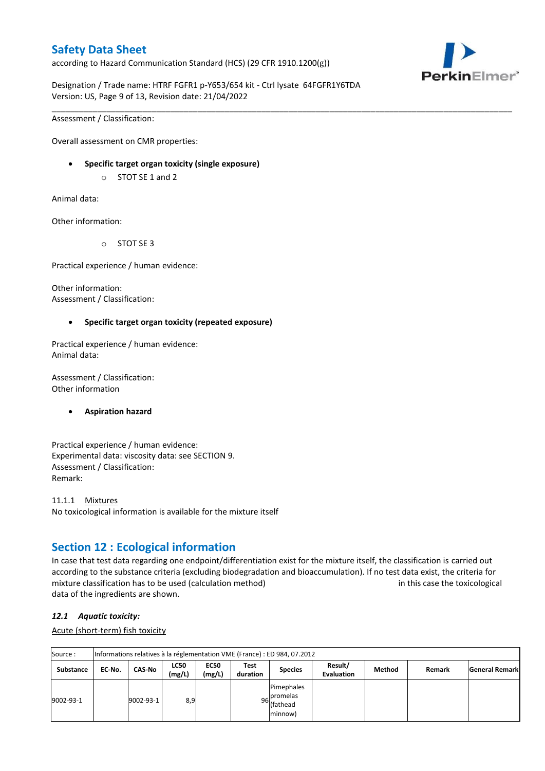Assessment / Classification:

Overall assessment on CMR properties:

- **Specific target organ toxicity (single exposure)**
  - STOT SE 1 and 2

Animal data:

Other information:

  - STOT SE 3

Practical experience / human evidence:

Other information:
Assessment / Classification:

- **Specific target organ toxicity (repeated exposure)**

Practical experience / human evidence:
Animal data:

Assessment / Classification:
Other information

- **Aspiration hazard**

Practical experience / human evidence:
Experimental data: viscosity data: see SECTION 9.
Assessment / Classification:
Remark:

11.1.1 Mixtures
No toxicological information is available for the mixture itself

## Section 12 : Ecological information

In case that test data regarding one endpoint/differentiation exist for the mixture itself, the classification is carried out according to the substance criteria (excluding biodegradation and bioaccumulation). If no test data exist, the criteria for mixture classification has to be used (calculation method) in this case the toxicological data of the ingredients are shown.

### *12.1 Aquatic toxicity:*

Acute (short-term) fish toxicity

| Source : | Informations relatives à la réglementation VME (France) : ED 984, 07.2012 | | | | | | | | | |
|---|---|---|---|---|---|---|---|---|---|---|
| **Substance** | **EC-No.** | **CAS-No** | **LC50 (mg/L)** | **EC50 (mg/L)** | **Test duration** | **Species** | **Result/ Evaluation** | **Method** | **Remark** | **General Remark** |
| 9002-93-1 | | 9002-93-1 | 8,9 | | 96 | Pimephales promelas (fathead minnow) | | | | |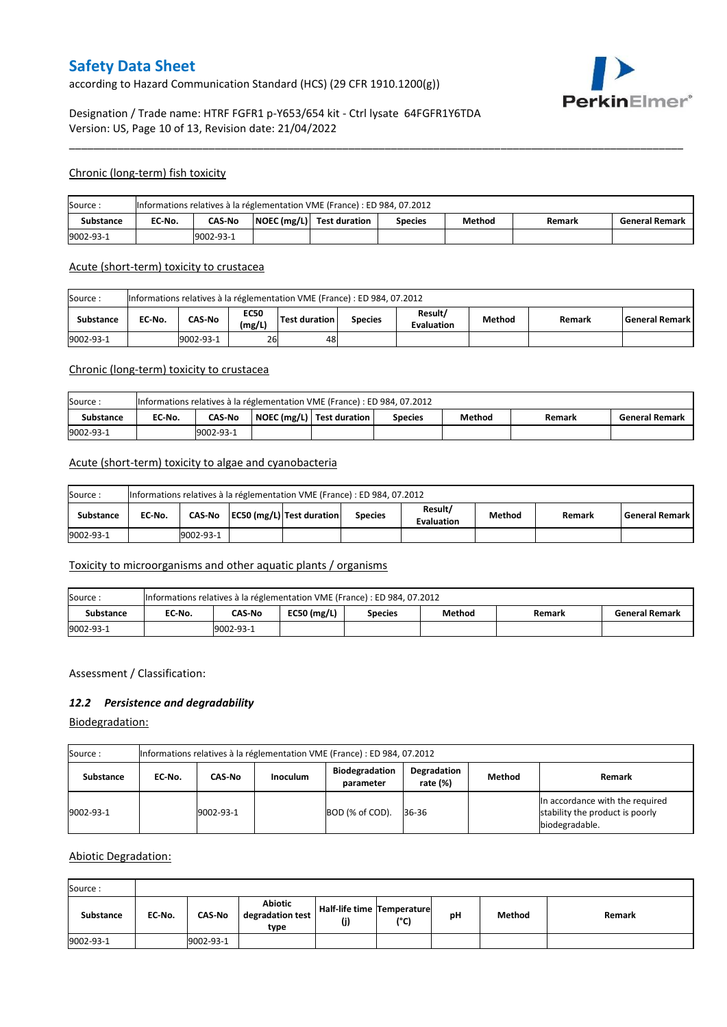## Chronic (long-term) fish toxicity

| Source : | Informations relatives à la réglementation VME (France) : ED 984, 07.2012 | | | | | | | |
|---|---|---|---|---|---|---|---|---|
| **Substance** | **EC-No.** | **CAS-No** | **NOEC (mg/L)** | **Test duration** | **Species** | **Method** | **Remark** | **General Remark** |
| 9002-93-1 | | 9002-93-1 | | | | | | |

## Acute (short-term) toxicity to crustacea

| Source : | Informations relatives à la réglementation VME (France) : ED 984, 07.2012 | | | | | | | | |
|---|---|---|---|---|---|---|---|---|---|
| **Substance** | **EC-No.** | **CAS-No** | **EC50 (mg/L)** | **Test duration** | **Species** | **Result/ Evaluation** | **Method** | **Remark** | **General Remark** |
| 9002-93-1 | | 9002-93-1 | 26 | 48 | | | | | |

## Chronic (long-term) toxicity to crustacea

| Source : | Informations relatives à la réglementation VME (France) : ED 984, 07.2012 | | | | | | | |
|---|---|---|---|---|---|---|---|---|
| **Substance** | **EC-No.** | **CAS-No** | **NOEC (mg/L)** | **Test duration** | **Species** | **Method** | **Remark** | **General Remark** |
| 9002-93-1 | | 9002-93-1 | | | | | | |

## Acute (short-term) toxicity to algae and cyanobacteria

| Source : | Informations relatives à la réglementation VME (France) : ED 984, 07.2012 | | | | | | | | |
|---|---|---|---|---|---|---|---|---|---|
| **Substance** | **EC-No.** | **CAS-No** | **EC50 (mg/L)** | **Test duration** | **Species** | **Result/ Evaluation** | **Method** | **Remark** | **General Remark** |
| 9002-93-1 | | 9002-93-1 | | | | | | | |

## Toxicity to microorganisms and other aquatic plants / organisms

| Source : | Informations relatives à la réglementation VME (France) : ED 984, 07.2012 | | | | | | |
|---|---|---|---|---|---|---|---|
| **Substance** | **EC-No.** | **CAS-No** | **EC50 (mg/L)** | **Species** | **Method** | **Remark** | **General Remark** |
| 9002-93-1 | | 9002-93-1 | | | | | |

Assessment / Classification:

### *12.2 Persistence and degradability*

## Biodegradation:

| Source : | Informations relatives à la réglementation VME (France) : ED 984, 07.2012 | | | | | | |
|---|---|---|---|---|---|---|---|
| **Substance** | **EC-No.** | **CAS-No** | **Inoculum** | **Biodegradation parameter** | **Degradation rate (%)** | **Method** | **Remark** |
| 9002-93-1 | | 9002-93-1 | | BOD (% of COD). | 36-36 | | In accordance with the required stability the product is poorly biodegradable. |

## Abiotic Degradation:

| Source : | | | | | | | | |
|---|---|---|---|---|---|---|---|---|
| **Substance** | **EC-No.** | **CAS-No** | **Abiotic degradation test type** | **Half-life time (j)** | **Temperature (°C)** | **pH** | **Method** | **Remark** |
| 9002-93-1 | | 9002-93-1 | | | | | | |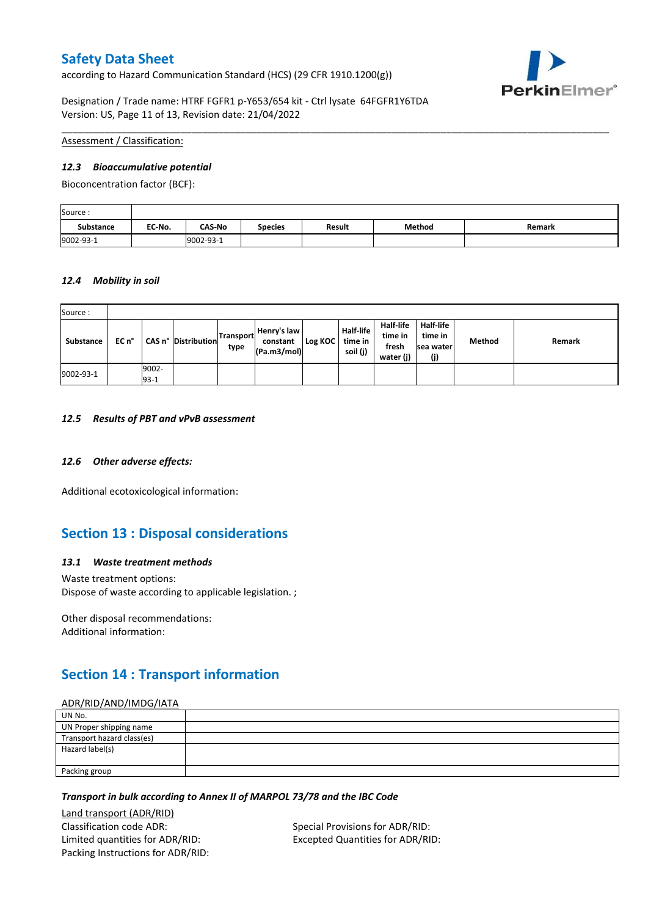Assessment / Classification:

### *12.3 Bioaccumulative potential*

Bioconcentration factor (BCF):

| Source : | | | | | | |
|---|---|---|---|---|---|---|
| **Substance** | **EC-No.** | **CAS-No** | **Species** | **Result** | **Method** | **Remark** |
| 9002-93-1 | | 9002-93-1 | | | | |

### *12.4 Mobility in soil*

| Source : | | | | | | | | | | | |
|---|---|---|---|---|---|---|---|---|---|---|---|
| **Substance** | **EC n°** | **CAS n°** | **Distribution** | **Transport type** | **Henry's law constant (Pa.m3/mol)** | **Log KOC** | **Half-life time in soil (j)** | **Half-life time in fresh water (j)** | **Half-life time in sea water (j)** | **Method** | **Remark** |
| 9002-93-1 | | 9002-93-1 | | | | | | | | | |

### *12.5 Results of PBT and vPvB assessment*

### *12.6 Other adverse effects:*

Additional ecotoxicological information:

## Section 13 : Disposal considerations

### *13.1 Waste treatment methods*

Waste treatment options:
Dispose of waste according to applicable legislation. ;

Other disposal recommendations:
Additional information:

## Section 14 : Transport information

ADR/RID/AND/IMDG/IATA

| UN No. | |
|---|---|
| UN Proper shipping name | |
| Transport hazard class(es) | |
| Hazard label(s) | |
| Packing group | |

***Transport in bulk according to Annex II of MARPOL 73/78 and the IBC Code***

Land transport (ADR/RID)

Classification code ADR:
Limited quantities for ADR/RID:
Packing Instructions for ADR/RID:

Special Provisions for ADR/RID:
Excepted Quantities for ADR/RID: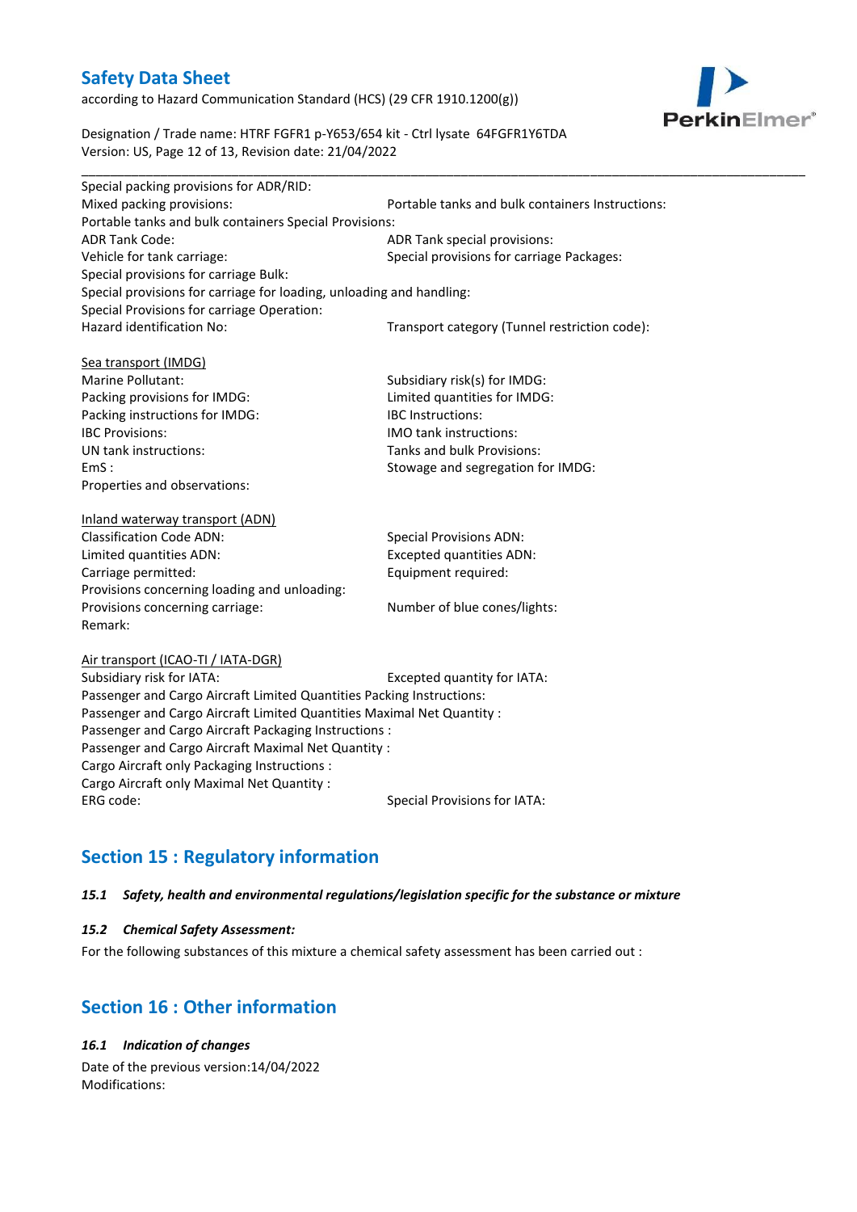Special packing provisions for ADR/RID:

Mixed packing provisions: Portable tanks and bulk containers Instructions:

Portable tanks and bulk containers Special Provisions:

ADR Tank Code: ADR Tank special provisions:

Vehicle for tank carriage: Special provisions for carriage Packages:

Special provisions for carriage Bulk:

Special provisions for carriage for loading, unloading and handling:

Special Provisions for carriage Operation:

Hazard identification No: Transport category (Tunnel restriction code):

Sea transport (IMDG)

Marine Pollutant: Subsidiary risk(s) for IMDG:

Packing provisions for IMDG: Limited quantities for IMDG:

Packing instructions for IMDG: IBC Instructions:

IBC Provisions: IMO tank instructions:

UN tank instructions: Tanks and bulk Provisions:

EmS : Stowage and segregation for IMDG:

Properties and observations:

Inland waterway transport (ADN)

Classification Code ADN: Special Provisions ADN:

Limited quantities ADN: Excepted quantities ADN:

Carriage permitted: Equipment required:

Provisions concerning loading and unloading:

Provisions concerning carriage: Number of blue cones/lights:

Remark:

Air transport (ICAO-TI / IATA-DGR)

Subsidiary risk for IATA: Excepted quantity for IATA:

Passenger and Cargo Aircraft Limited Quantities Packing Instructions:

Passenger and Cargo Aircraft Limited Quantities Maximal Net Quantity :

Passenger and Cargo Aircraft Packaging Instructions :

Passenger and Cargo Aircraft Maximal Net Quantity :

Cargo Aircraft only Packaging Instructions :

Cargo Aircraft only Maximal Net Quantity :

ERG code: Special Provisions for IATA:

## Section 15 : Regulatory information

### *15.1 Safety, health and environmental regulations/legislation specific for the substance or mixture*

### *15.2 Chemical Safety Assessment:*

For the following substances of this mixture a chemical safety assessment has been carried out :

## Section 16 : Other information

### *16.1 Indication of changes*

Date of the previous version:14/04/2022

Modifications: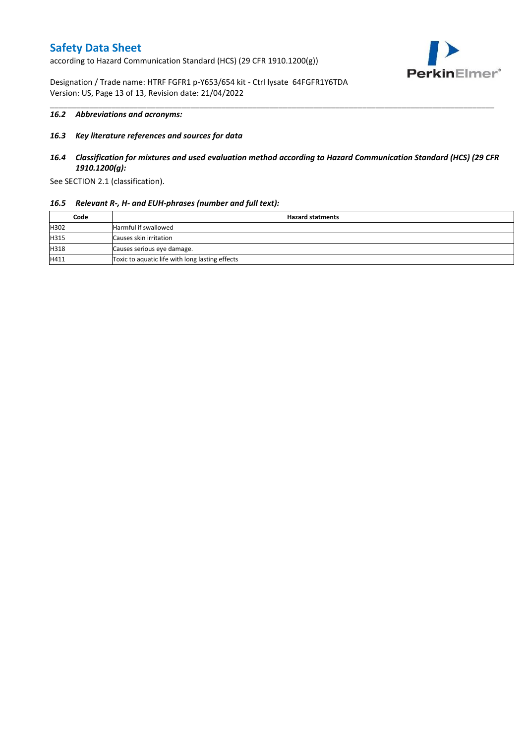### *16.2 Abbreviations and acronyms:*

### *16.3 Key literature references and sources for data*

### *16.4 Classification for mixtures and used evaluation method according to Hazard Communication Standard (HCS) (29 CFR 1910.1200(g):*

See SECTION 2.1 (classification).

### *16.5 Relevant R-, H- and EUH-phrases (number and full text):*

| Code | Hazard statments |
|---|---|
| H302 | Harmful if swallowed |
| H315 | Causes skin irritation |
| H318 | Causes serious eye damage. |
| H411 | Toxic to aquatic life with long lasting effects |